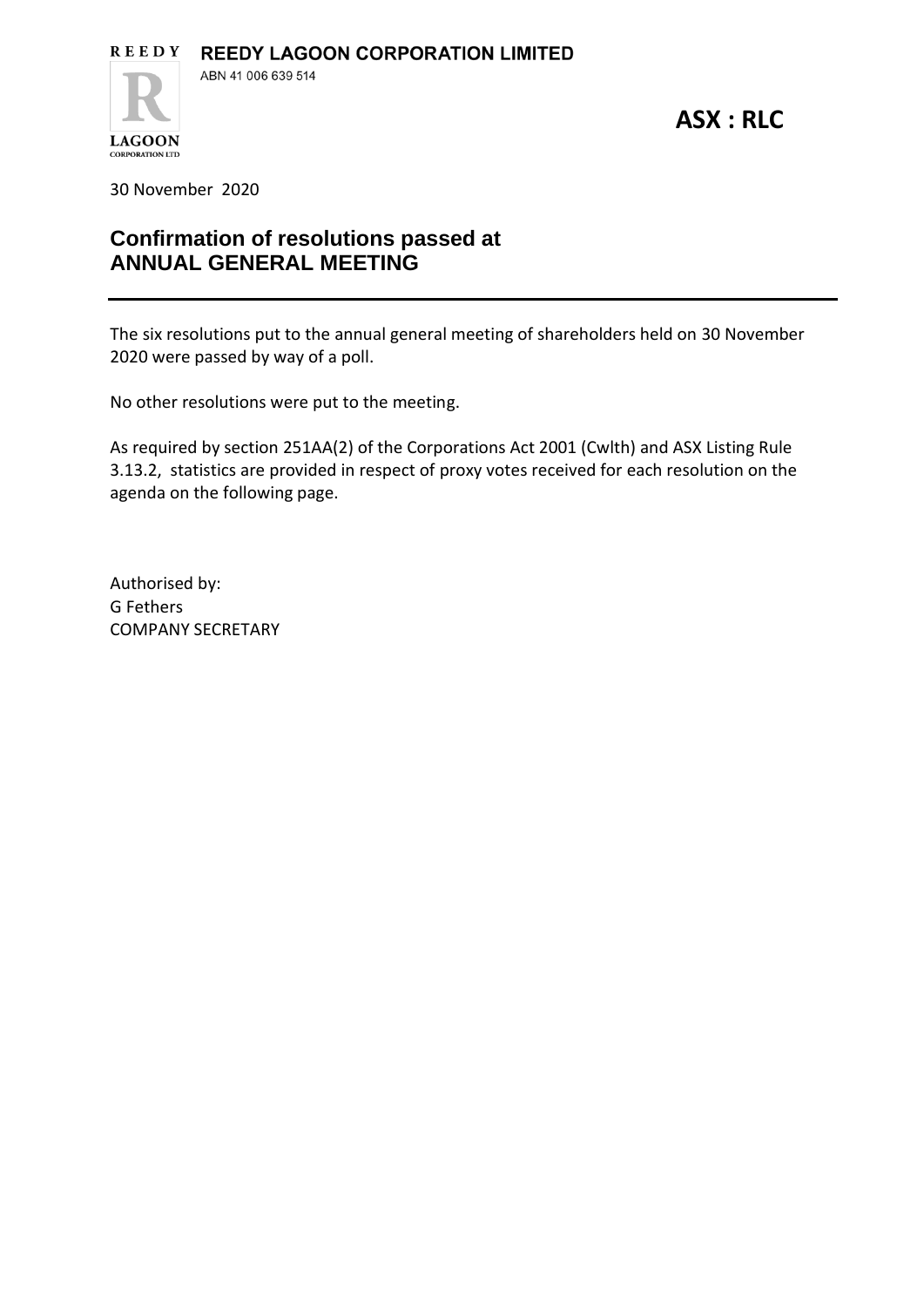REEDY **REEDY LAGOON CORPORATION LIMITED**

ABN 41 006 639 514

LAGOON CORPORATION LTD

**ASX : RLC**

30 November 2020

## Confirmation of resolutions passed at ANNUAL GENERAL MEETING

---

The six resolutions put to the annual general meeting of shareholders held on 30 November 2020 were passed by way of a poll.

No other resolutions were put to the meeting.

As required by section 251AA(2) of the Corporations Act 2001 (Cwlth) and ASX Listing Rule 3.13.2, statistics are provided in respect of proxy votes received for each resolution on the agenda on the following page.

Authorised by:
G Fethers
COMPANY SECRETARY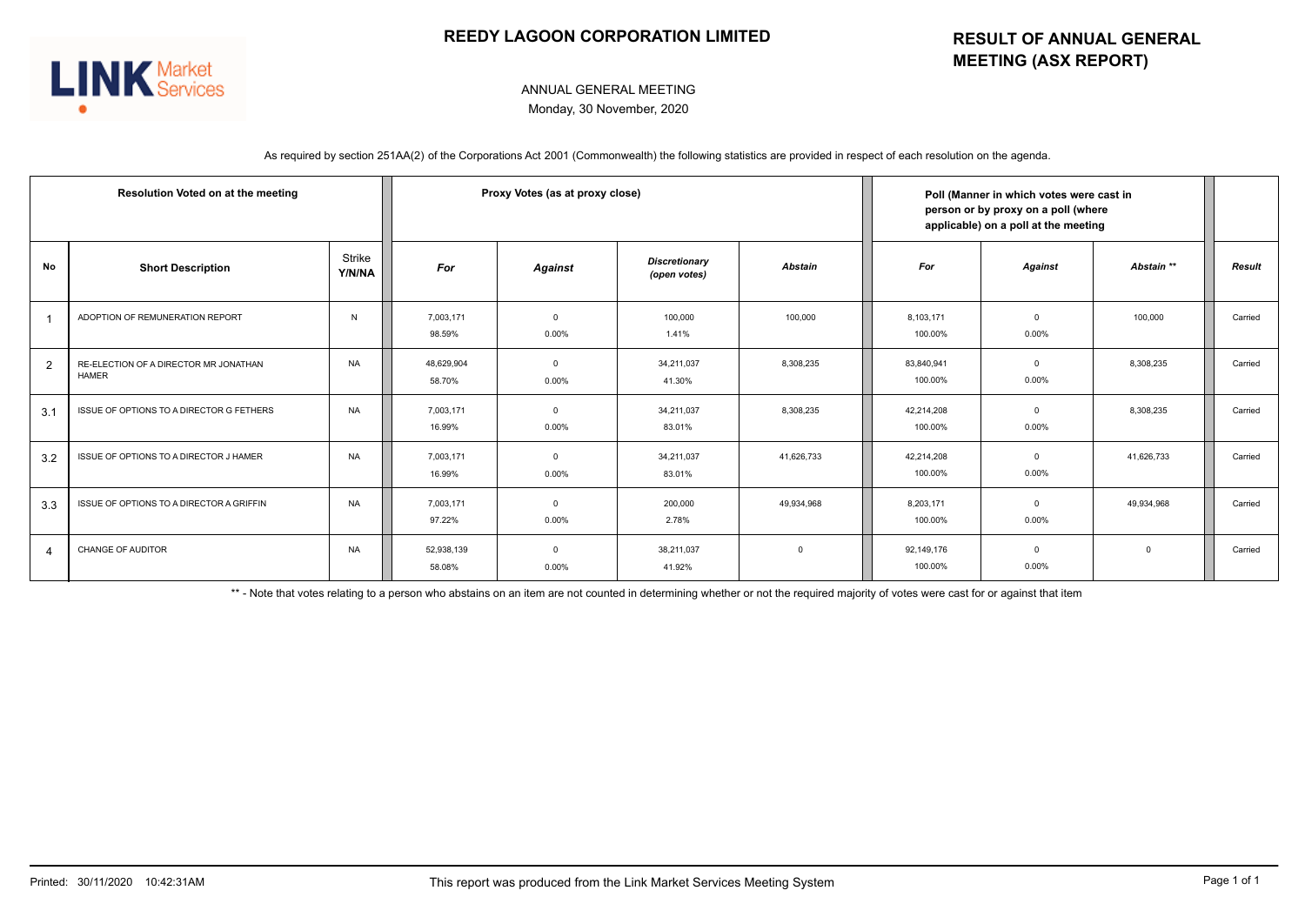# REEDY LAGOON CORPORATION LIMITED

**RESULT OF ANNUAL GENERAL MEETING (ASX REPORT)**

ANNUAL GENERAL MEETING
Monday, 30 November, 2020

As required by section 251AA(2) of the Corporations Act 2001 (Commonwealth) the following statistics are provided in respect of each resolution on the agenda.

| Resolution Voted on at the meeting | | | Proxy Votes (as at proxy close) | | | | Poll (Manner in which votes were cast in person or by proxy on a poll (where applicable) on a poll at the meeting | | | |
|---|---|---|---|---|---|---|---|---|---|---|
| **No** | **Short Description** | **Strike Y/N/NA** | ***For*** | ***Against*** | ***Discretionary (open votes)*** | ***Abstain*** | ***For*** | ***Against*** | ***Abstain \*\**** | ***Result*** |
| 1 | ADOPTION OF REMUNERATION REPORT | N | 7,003,171 98.59% | 0 0.00% | 100,000 1.41% | 100,000 | 8,103,171 100.00% | 0 0.00% | 100,000 | Carried |
| 2 | RE-ELECTION OF A DIRECTOR MR JONATHAN HAMER | NA | 48,629,904 58.70% | 0 0.00% | 34,211,037 41.30% | 8,308,235 | 83,840,941 100.00% | 0 0.00% | 8,308,235 | Carried |
| 3.1 | ISSUE OF OPTIONS TO A DIRECTOR G FETHERS | NA | 7,003,171 16.99% | 0 0.00% | 34,211,037 83.01% | 8,308,235 | 42,214,208 100.00% | 0 0.00% | 8,308,235 | Carried |
| 3.2 | ISSUE OF OPTIONS TO A DIRECTOR J HAMER | NA | 7,003,171 16.99% | 0 0.00% | 34,211,037 83.01% | 41,626,733 | 42,214,208 100.00% | 0 0.00% | 41,626,733 | Carried |
| 3.3 | ISSUE OF OPTIONS TO A DIRECTOR A GRIFFIN | NA | 7,003,171 97.22% | 0 0.00% | 200,000 2.78% | 49,934,968 | 8,203,171 100.00% | 0 0.00% | 49,934,968 | Carried |
| 4 | CHANGE OF AUDITOR | NA | 52,938,139 58.08% | 0 0.00% | 38,211,037 41.92% | 0 | 92,149,176 100.00% | 0 0.00% | 0 | Carried |

** - Note that votes relating to a person who abstains on an item are not counted in determining whether or not the required majority of votes were cast for or against that item

Printed: 30/11/2020 10:42:31AM

This report was produced from the Link Market Services Meeting System